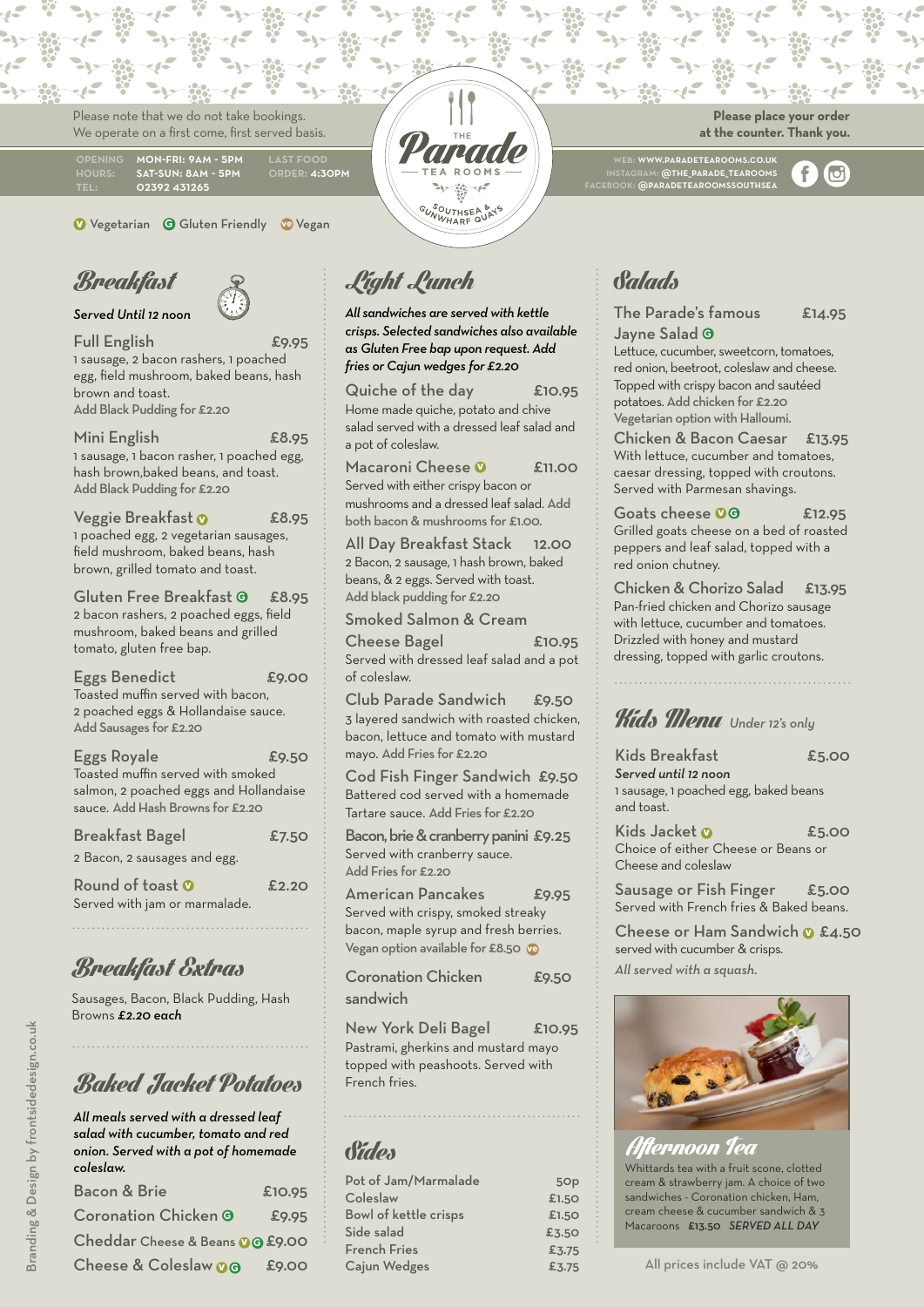Please note that we do not take bookings.
We operate on a first come, first served basis.

**Please place your order at the counter. Thank you.**

OPENING HOURS: MON-FRI: 9AM - 5PM, SAT-SUN: 8AM - 5PM
LAST FOOD ORDER: 4:30PM
TEL: 02392 431265

# The Parade Tea Rooms
Southsea & Gunwharf Quays

WEB: WWW.PARADETEAROOMS.CO.UK
INSTAGRAM: @THE_PARADE_TEAROOMS
FACEBOOK: @PARADETEAROOMSSOUTHSEA

(V) Vegetarian (G) Gluten Friendly (VE) Vegan

## Breakfast

*Served Until 12 noon*

**Full English** £9.95
1 sausage, 2 bacon rashers, 1 poached egg, field mushroom, baked beans, hash brown and toast.
Add Black Pudding for £2.20

**Mini English** £8.95
1 sausage, 1 bacon rasher, 1 poached egg, hash brown,baked beans, and toast.
Add Black Pudding for £2.20

**Veggie Breakfast (V)** £8.95
1 poached egg, 2 vegetarian sausages, field mushroom, baked beans, hash brown, grilled tomato and toast.

**Gluten Free Breakfast (G)** £8.95
2 bacon rashers, 2 poached eggs, field mushroom, baked beans and grilled tomato, gluten free bap.

**Eggs Benedict** £9.00
Toasted muffin served with bacon, 2 poached eggs & Hollandaise sauce.
Add Sausages for £2.20

**Eggs Royale** £9.50
Toasted muffin served with smoked salmon, 2 poached eggs and Hollandaise sauce. Add Hash Browns for £2.20

**Breakfast Bagel** £7.50
2 Bacon, 2 sausages and egg.

**Round of toast (V)** £2.20
Served with jam or marmalade.

## Breakfast Extras

Sausages, Bacon, Black Pudding, Hash Browns *£2.20 each*

## Baked Jacket Potatoes

*All meals served with a dressed leaf salad with cucumber, tomato and red onion. Served with a pot of homemade coleslaw.*

**Bacon & Brie** £10.95

**Coronation Chicken (G)** £9.95

**Cheddar Cheese & Beans (V)(G)** £9.00

**Cheese & Coleslaw (V)(G)** £9.00

## Light Lunch

*All sandwiches are served with kettle crisps. Selected sandwiches also available as Gluten Free bap upon request. Add fries or Cajun wedges for £2.20*

**Quiche of the day** £10.95
Home made quiche, potato and chive salad served with a dressed leaf salad and a pot of coleslaw.

**Macaroni Cheese (V)** £11.00
Served with either crispy bacon or mushrooms and a dressed leaf salad. Add both bacon & mushrooms for £1.00.

**All Day Breakfast Stack** 12.00
2 Bacon, 2 sausage, 1 hash brown, baked beans, & 2 eggs. Served with toast.
Add black pudding for £2.20

**Smoked Salmon & Cream Cheese Bagel** £10.95
Served with dressed leaf salad and a pot of coleslaw.

**Club Parade Sandwich** £9.50
3 layered sandwich with roasted chicken, bacon, lettuce and tomato with mustard mayo. Add Fries for £2.20

**Cod Fish Finger Sandwich** £9.50
Battered cod served with a homemade Tartare sauce. Add Fries for £2.20

**Bacon, brie & cranberry panini** £9.25
Served with cranberry sauce.
Add Fries for £2.20

**American Pancakes** £9.95
Served with crispy, smoked streaky bacon, maple syrup and fresh berries.
Vegan option available for £8.50 (VE)

**Coronation Chicken sandwich** £9.50

**New York Deli Bagel** £10.95
Pastrami, gherkins and mustard mayo topped with peashoots. Served with French fries.

## Sides

| Item | Price |
| --- | --- |
| Pot of Jam/Marmalade | 50p |
| Coleslaw | £1.50 |
| Bowl of kettle crisps | £1.50 |
| Side salad | £3.50 |
| French Fries | £3.75 |
| Cajun Wedges | £3.75 |

## Salads

**The Parade's famous Jayne Salad (G)** £14.95
Lettuce, cucumber, sweetcorn, tomatoes, red onion, beetroot, coleslaw and cheese. Topped with crispy bacon and sautéed potatoes. Add chicken for £2.20
Vegetarian option with Halloumi.

**Chicken & Bacon Caesar** £13.95
With lettuce, cucumber and tomatoes, caesar dressing, topped with croutons. Served with Parmesan shavings.

**Goats cheese (V)(G)** £12.95
Grilled goats cheese on a bed of roasted peppers and leaf salad, topped with a red onion chutney.

**Chicken & Chorizo Salad** £13.95
Pan-fried chicken and Chorizo sausage with lettuce, cucumber and tomatoes. Drizzled with honey and mustard dressing, topped with garlic croutons.

## Kids Menu *Under 12's only*

**Kids Breakfast** £5.00
*Served until 12 noon*
1 sausage, 1 poached egg, baked beans and toast.

**Kids Jacket (V)** £5.00
Choice of either Cheese or Beans or Cheese and coleslaw

**Sausage or Fish Finger** £5.00
Served with French fries & Baked beans.

**Cheese or Ham Sandwich (V)** £4.50
served with cucumber & crisps.

*All served with a squash.*

## Afternoon Tea

Whittards tea with a fruit scone, clotted cream & strawberry jam. A choice of two sandwiches - Coronation chicken, Ham, cream cheese & cucumber sandwich & 3 Macaroons £13.50 *SERVED ALL DAY*

All prices include VAT @ 20%

Branding & Design by frontsidedesign.co.uk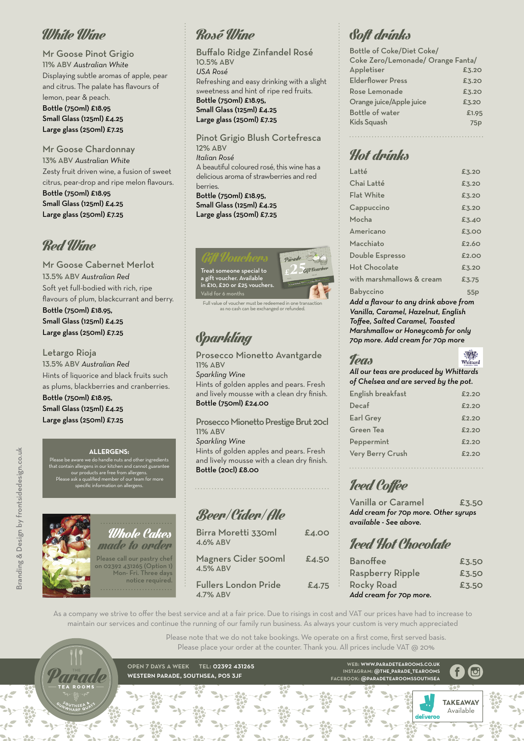## White Wine

### Mr Goose Pinot Grigio

11% ABV *Australian White*

Displaying subtle aromas of apple, pear and citrus. The palate has flavours of lemon, pear & peach.

**Bottle (750ml) £18.95**
**Small Glass (125ml) £4.25**
**Large glass (250ml) £7.25**

### Mr Goose Chardonnay

13% ABV *Australian White*

Zesty fruit driven wine, a fusion of sweet citrus, pear-drop and ripe melon flavours.

**Bottle (750ml) £18.95**
**Small Glass (125ml) £4.25**
**Large glass (250ml) £7.25**

## Red Wine

### Mr Goose Cabernet Merlot

13.5% ABV *Australian Red*

Soft yet full-bodied with rich, ripe flavours of plum, blackcurrant and berry.

**Bottle (750ml) £18.95,**
**Small Glass (125ml) £4.25**
**Large glass (250ml) £7.25**

### Letargo Rioja

13.5% ABV *Australian Red*

Hints of liquorice and black fruits such as plums, blackberries and cranberries.

**Bottle (750ml) £18.95,**
**Small Glass (125ml) £4.25**
**Large glass (250ml) £7.25**

**ALLERGENS:**
Please be aware we do handle nuts and other ingredients that contain allergens in our kitchen and cannot guarantee our products are free from allergens. Please ask a qualified member of our team for more specific information on allergens.

## Whole Cakes made to order

Please call our pastry chef on 02392 431265 (Option 1) Mon- Fri. Three days notice required.

## Rosé Wine

### Buffalo Ridge Zinfandel Rosé

10.5% ABV
*USA Rosé*

Refreshing and easy drinking with a slight sweetness and hint of ripe red fruits.

**Bottle (750ml) £18.95,**
**Small Glass (125ml) £4.25**
**Large glass (250ml) £7.25**

### Pinot Grigio Blush Cortefresca

12% ABV
*Italian Rosé*

A beautiful coloured rosé, this wine has a delicious aroma of strawberries and red berries.

**Bottle (750ml) £18.95,**
**Small Glass (125ml) £4.25**
**Large glass (250ml) £7.25**

## Gift Vouchers

Treat someone special to a gift voucher. Available in £10, £20 or £25 vouchers.
Valid for 6 months

Full value of voucher must be redeemed in one transaction as no cash can be exchanged or refunded.

## Sparkling

### Prosecco Mionetto Avantgarde

11% ABV
*Sparkling Wine*

Hints of golden apples and pears. Fresh and lively mousse with a clean dry finish.

**Bottle (750ml) £24.00**

### Prosecco Mionetto Prestige Brut 20cl

11% ABV
*Sparkling Wine*

Hints of golden apples and pears. Fresh and lively mousse with a clean dry finish.

**Bottle (20cl) £8.00**

## Beer/Cider/Ale

| | |
|---|---|
| Birra Moretti 330ml<br>4.6% ABV | £4.00 |
| Magners Cider 500ml<br>4.5% ABV | £4.50 |
| Fullers London Pride<br>4.7% ABV | £4.75 |

## Soft drinks

| | |
|---|---|
| Bottle of Coke/Diet Coke/ Coke Zero/Lemonade/ Orange Fanta/ Appletiser | £3.20 |
| Elderflower Press | £3.20 |
| Rose Lemonade | £3.20 |
| Orange juice/Apple juice | £3.20 |
| Bottle of water | £1.95 |
| Kids Squash | 75p |

## Hot drinks

| | |
|---|---|
| Latté | £3.20 |
| Chai Latté | £3.20 |
| Flat White | £3.20 |
| Cappuccino | £3.20 |
| Mocha | £3.40 |
| Americano | £3.00 |
| Macchiato | £2.60 |
| Double Espresso | £2.00 |
| Hot Chocolate | £3.20 |
| with marshmallows & cream | £3.75 |
| Babyccino | 55p |

*Add a flavour to any drink above from Vanilla, Caramel, Hazelnut, English Toffee, Salted Caramel, Toasted Marshmallow or Honeycomb for only 70p more. Add cream for 70p more*

## Teas

*All our teas are produced by Whittards of Chelsea and are served by the pot.*

| | |
|---|---|
| English breakfast | £2.20 |
| Decaf | £2.20 |
| Earl Grey | £2.20 |
| Green Tea | £2.20 |
| Peppermint | £2.20 |
| Very Berry Crush | £2.20 |

## Iced Coffee

| | |
|---|---|
| Vanilla or Caramel | £3.50 |

*Add cream for 70p more. Other syrups available - See above.*

## Iced Hot Chocolate

| | |
|---|---|
| Banoffee | £3.50 |
| Raspberry Ripple | £3.50 |
| Rocky Road | £3.50 |

*Add cream for 70p more.*

As a company we strive to offer the best service and at a fair price. Due to risings in cost and VAT our prices have had to increase to maintain our services and continue the running of our family run business. As always your custom is very much appreciated

Please note that we do not take bookings. We operate on a first come, first served basis. Please place your order at the counter. Thank you. All prices include VAT @ 20%

THE Parade TEA ROOMS — SOUTHSEA & GUNWHARF QUAYS

OPEN 7 DAYS A WEEK TEL: 02392 431265
WESTERN PARADE, SOUTHSEA, PO5 3JF

WEB: WWW.PARADETEAROOMS.CO.UK
INSTAGRAM: @THE_PARADE_TEAROOMS
FACEBOOK: @PARADETEAROOMSSOUTHSEA

deliveroo TAKEAWAY Available

Branding & Design by frontsidedesign.co.uk